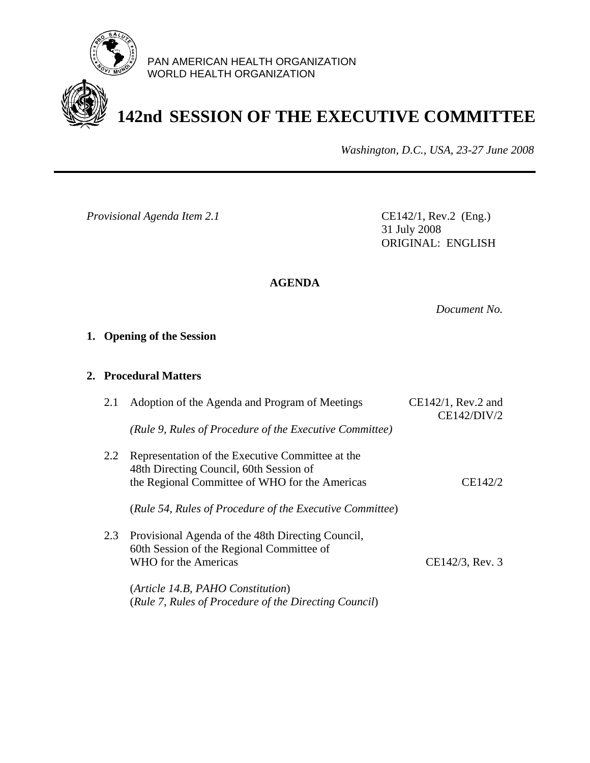PAN AMERICAN HEALTH ORGANIZATION
WORLD HEALTH ORGANIZATION

# 142nd SESSION OF THE EXECUTIVE COMMITTEE

*Washington, D.C., USA, 23-27 June 2008*

---

*Provisional Agenda Item 2.1*

CE142/1, Rev.2 (Eng.)
31 July 2008
ORIGINAL: ENGLISH

## AGENDA

*Document No.*

**1. Opening of the Session**

**2. Procedural Matters**

| | | Document No. |
|---|---|---|
| 2.1 | Adoption of the Agenda and Program of Meetings<br>*(Rule 9, Rules of Procedure of the Executive Committee)* | CE142/1, Rev.2 and CE142/DIV/2 |
| 2.2 | Representation of the Executive Committee at the 48th Directing Council, 60th Session of the Regional Committee of WHO for the Americas<br>(*Rule 54, Rules of Procedure of the Executive Committee*) | CE142/2 |
| 2.3 | Provisional Agenda of the 48th Directing Council, 60th Session of the Regional Committee of WHO for the Americas<br>(*Article 14.B, PAHO Constitution*)<br>(*Rule 7, Rules of Procedure of the Directing Council*) | CE142/3, Rev. 3 |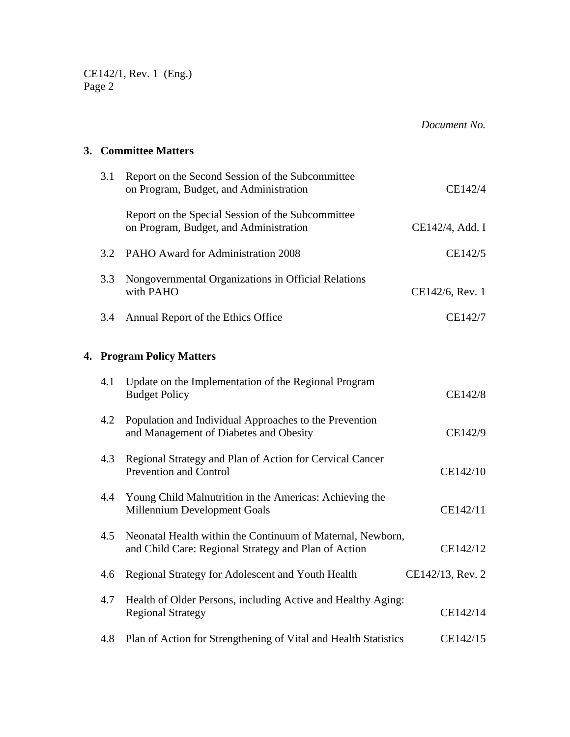*Document No.*

## 3. Committee Matters

| | | |
|---|---|---|
| 3.1 | Report on the Second Session of the Subcommittee on Program, Budget, and Administration | CE142/4 |
| | Report on the Special Session of the Subcommittee on Program, Budget, and Administration | CE142/4, Add. I |
| 3.2 | PAHO Award for Administration 2008 | CE142/5 |
| 3.3 | Nongovernmental Organizations in Official Relations with PAHO | CE142/6, Rev. 1 |
| 3.4 | Annual Report of the Ethics Office | CE142/7 |

## 4. Program Policy Matters

| | | |
|---|---|---|
| 4.1 | Update on the Implementation of the Regional Program Budget Policy | CE142/8 |
| 4.2 | Population and Individual Approaches to the Prevention and Management of Diabetes and Obesity | CE142/9 |
| 4.3 | Regional Strategy and Plan of Action for Cervical Cancer Prevention and Control | CE142/10 |
| 4.4 | Young Child Malnutrition in the Americas: Achieving the Millennium Development Goals | CE142/11 |
| 4.5 | Neonatal Health within the Continuum of Maternal, Newborn, and Child Care: Regional Strategy and Plan of Action | CE142/12 |
| 4.6 | Regional Strategy for Adolescent and Youth Health | CE142/13, Rev. 2 |
| 4.7 | Health of Older Persons, including Active and Healthy Aging: Regional Strategy | CE142/14 |
| 4.8 | Plan of Action for Strengthening of Vital and Health Statistics | CE142/15 |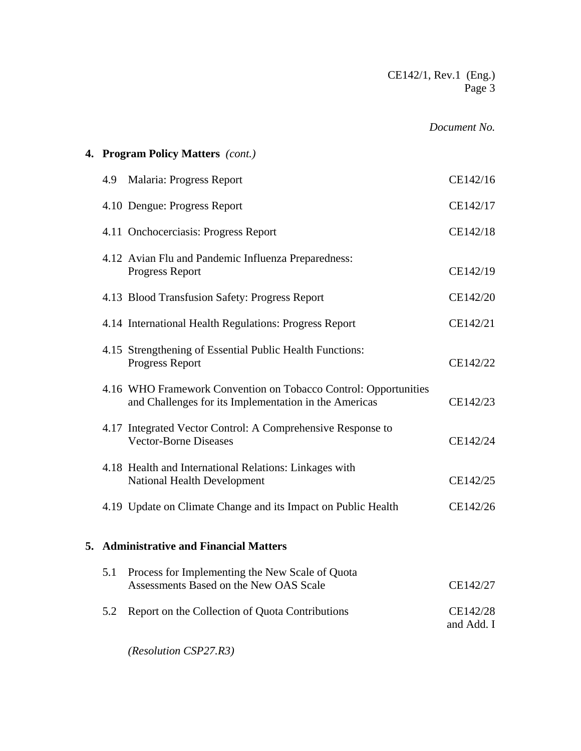*Document No.*

**4. Program Policy Matters** *(cont.)*

| | | |
|---|---|---|
| 4.9 | Malaria: Progress Report | CE142/16 |
| 4.10 | Dengue: Progress Report | CE142/17 |
| 4.11 | Onchocerciasis: Progress Report | CE142/18 |
| 4.12 | Avian Flu and Pandemic Influenza Preparedness: Progress Report | CE142/19 |
| 4.13 | Blood Transfusion Safety: Progress Report | CE142/20 |
| 4.14 | International Health Regulations: Progress Report | CE142/21 |
| 4.15 | Strengthening of Essential Public Health Functions: Progress Report | CE142/22 |
| 4.16 | WHO Framework Convention on Tobacco Control: Opportunities and Challenges for its Implementation in the Americas | CE142/23 |
| 4.17 | Integrated Vector Control: A Comprehensive Response to Vector-Borne Diseases | CE142/24 |
| 4.18 | Health and International Relations: Linkages with National Health Development | CE142/25 |
| 4.19 | Update on Climate Change and its Impact on Public Health | CE142/26 |

**5. Administrative and Financial Matters**

| | | |
|---|---|---|
| 5.1 | Process for Implementing the New Scale of Quota Assessments Based on the New OAS Scale | CE142/27 |
| 5.2 | Report on the Collection of Quota Contributions | CE142/28 and Add. I |

*(Resolution CSP27.R3)*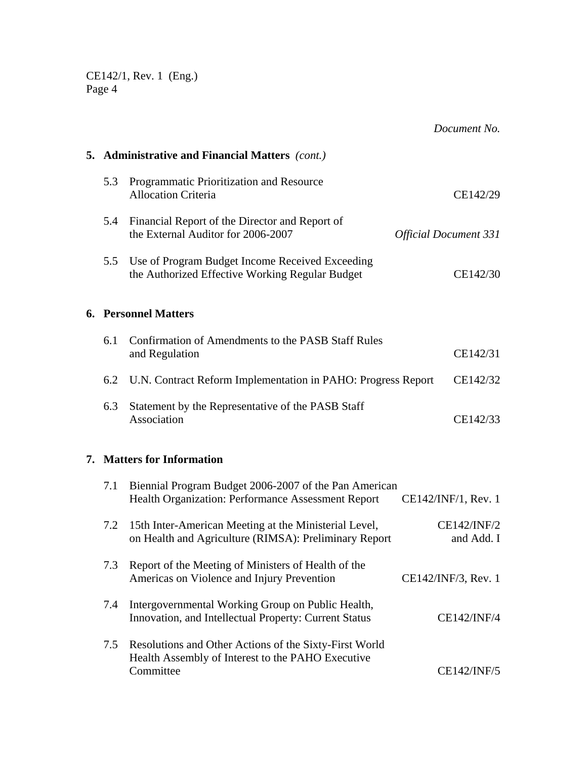*Document No.*

## 5. Administrative and Financial Matters *(cont.)*

| | Item | Document No. |
|---|---|---|
| 5.3 | Programmatic Prioritization and Resource Allocation Criteria | CE142/29 |
| 5.4 | Financial Report of the Director and Report of the External Auditor for 2006-2007 | *Official Document 331* |
| 5.5 | Use of Program Budget Income Received Exceeding the Authorized Effective Working Regular Budget | CE142/30 |

## 6. Personnel Matters

| | Item | Document No. |
|---|---|---|
| 6.1 | Confirmation of Amendments to the PASB Staff Rules and Regulation | CE142/31 |
| 6.2 | U.N. Contract Reform Implementation in PAHO: Progress Report | CE142/32 |
| 6.3 | Statement by the Representative of the PASB Staff Association | CE142/33 |

## 7. Matters for Information

| | Item | Document No. |
|---|---|---|
| 7.1 | Biennial Program Budget 2006-2007 of the Pan American Health Organization: Performance Assessment Report | CE142/INF/1, Rev. 1 |
| 7.2 | 15th Inter-American Meeting at the Ministerial Level, on Health and Agriculture (RIMSA): Preliminary Report | CE142/INF/2 and Add. I |
| 7.3 | Report of the Meeting of Ministers of Health of the Americas on Violence and Injury Prevention | CE142/INF/3, Rev. 1 |
| 7.4 | Intergovernmental Working Group on Public Health, Innovation, and Intellectual Property: Current Status | CE142/INF/4 |
| 7.5 | Resolutions and Other Actions of the Sixty-First World Health Assembly of Interest to the PAHO Executive Committee | CE142/INF/5 |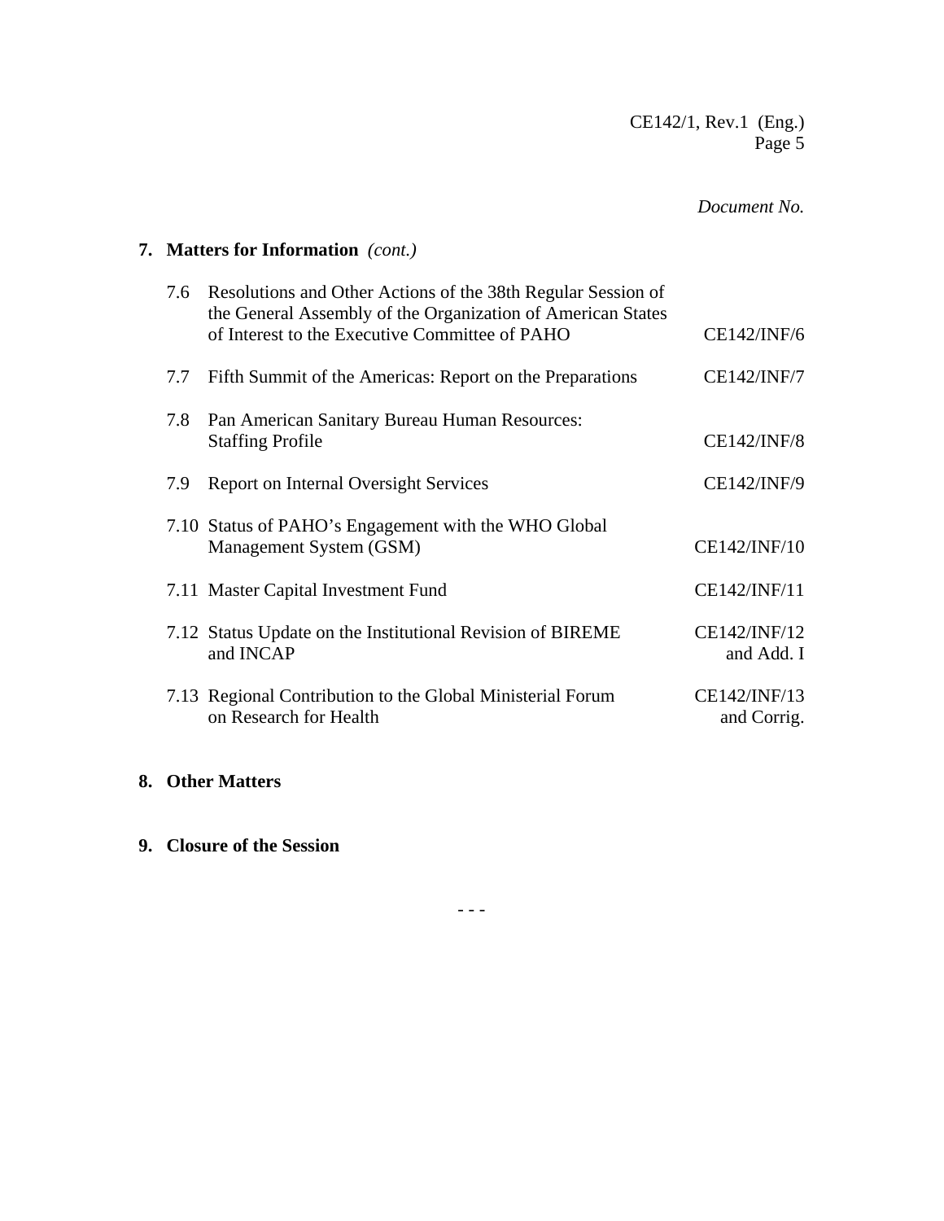*Document No.*

**7. Matters for Information** *(cont.)*

| | | |
|---|---|---|
| 7.6 | Resolutions and Other Actions of the 38th Regular Session of the General Assembly of the Organization of American States of Interest to the Executive Committee of PAHO | CE142/INF/6 |
| 7.7 | Fifth Summit of the Americas: Report on the Preparations | CE142/INF/7 |
| 7.8 | Pan American Sanitary Bureau Human Resources: Staffing Profile | CE142/INF/8 |
| 7.9 | Report on Internal Oversight Services | CE142/INF/9 |
| 7.10 | Status of PAHO's Engagement with the WHO Global Management System (GSM) | CE142/INF/10 |
| 7.11 | Master Capital Investment Fund | CE142/INF/11 |
| 7.12 | Status Update on the Institutional Revision of BIREME and INCAP | CE142/INF/12 and Add. I |
| 7.13 | Regional Contribution to the Global Ministerial Forum on Research for Health | CE142/INF/13 and Corrig. |

**8. Other Matters**

**9. Closure of the Session**

- - -